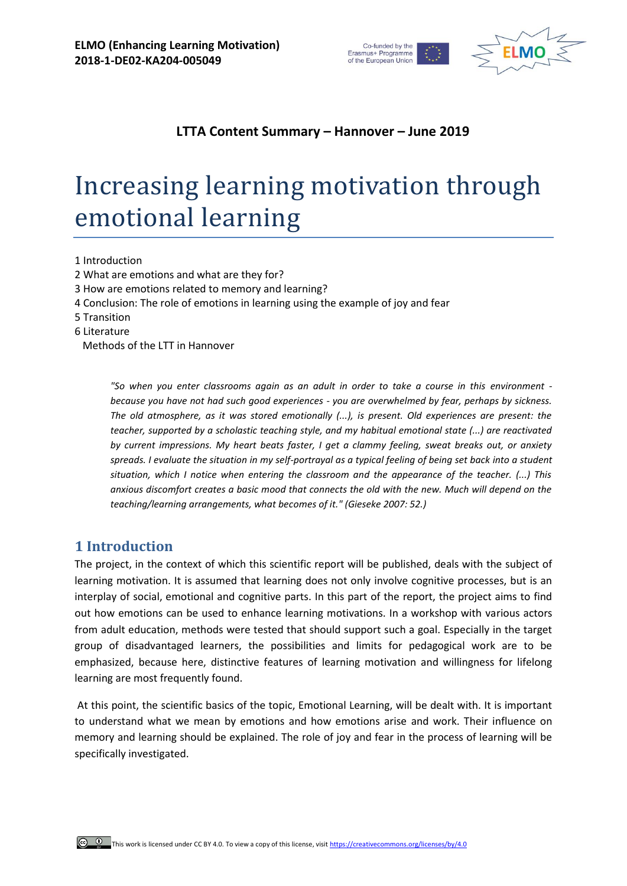**ELMO (Enhancing Learning Motivation)**
**2018-1-DE02-KA204-005049**

Co-funded by the Erasmus+ Programme of the European Union

**LTTA Content Summary – Hannover – June 2019**

# Increasing learning motivation through emotional learning

1 Introduction
2 What are emotions and what are they for?
3 How are emotions related to memory and learning?
4 Conclusion: The role of emotions in learning using the example of joy and fear
5 Transition
6 Literature
Methods of the LTT in Hannover

> *"So when you enter classrooms again as an adult in order to take a course in this environment - because you have not had such good experiences - you are overwhelmed by fear, perhaps by sickness. The old atmosphere, as it was stored emotionally (...), is present. Old experiences are present: the teacher, supported by a scholastic teaching style, and my habitual emotional state (...) are reactivated by current impressions. My heart beats faster, I get a clammy feeling, sweat breaks out, or anxiety spreads. I evaluate the situation in my self-portrayal as a typical feeling of being set back into a student situation, which I notice when entering the classroom and the appearance of the teacher. (...) This anxious discomfort creates a basic mood that connects the old with the new. Much will depend on the teaching/learning arrangements, what becomes of it." (Gieseke 2007: 52.)*

## 1 Introduction

The project, in the context of which this scientific report will be published, deals with the subject of learning motivation. It is assumed that learning does not only involve cognitive processes, but is an interplay of social, emotional and cognitive parts. In this part of the report, the project aims to find out how emotions can be used to enhance learning motivations. In a workshop with various actors from adult education, methods were tested that should support such a goal. Especially in the target group of disadvantaged learners, the possibilities and limits for pedagogical work are to be emphasized, because here, distinctive features of learning motivation and willingness for lifelong learning are most frequently found.

At this point, the scientific basics of the topic, Emotional Learning, will be dealt with. It is important to understand what we mean by emotions and how emotions arise and work. Their influence on memory and learning should be explained. The role of joy and fear in the process of learning will be specifically investigated.

This work is licensed under CC BY 4.0. To view a copy of this license, visit https://creativecommons.org/licenses/by/4.0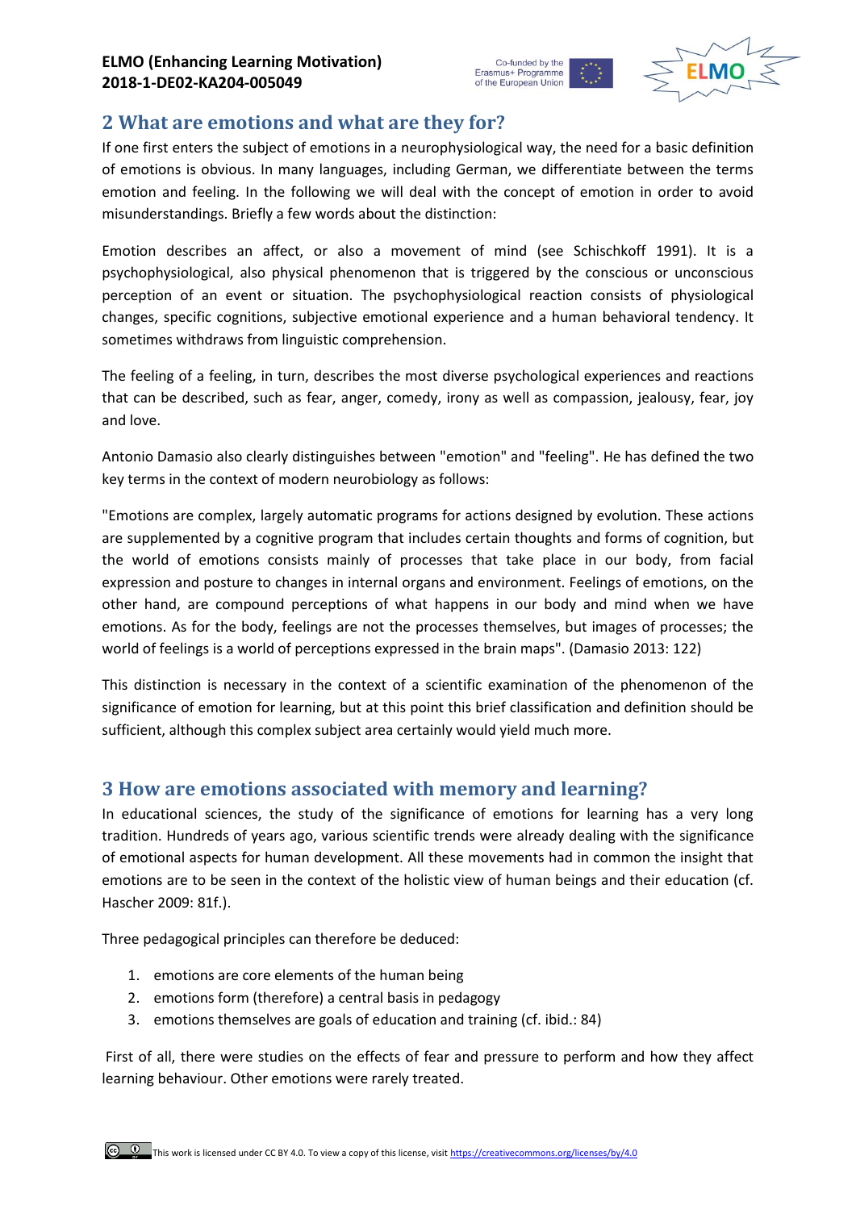## 2 What are emotions and what are they for?

If one first enters the subject of emotions in a neurophysiological way, the need for a basic definition of emotions is obvious. In many languages, including German, we differentiate between the terms emotion and feeling. In the following we will deal with the concept of emotion in order to avoid misunderstandings. Briefly a few words about the distinction:

Emotion describes an affect, or also a movement of mind (see Schischkoff 1991). It is a psychophysiological, also physical phenomenon that is triggered by the conscious or unconscious perception of an event or situation. The psychophysiological reaction consists of physiological changes, specific cognitions, subjective emotional experience and a human behavioral tendency. It sometimes withdraws from linguistic comprehension.

The feeling of a feeling, in turn, describes the most diverse psychological experiences and reactions that can be described, such as fear, anger, comedy, irony as well as compassion, jealousy, fear, joy and love.

Antonio Damasio also clearly distinguishes between "emotion" and "feeling". He has defined the two key terms in the context of modern neurobiology as follows:

"Emotions are complex, largely automatic programs for actions designed by evolution. These actions are supplemented by a cognitive program that includes certain thoughts and forms of cognition, but the world of emotions consists mainly of processes that take place in our body, from facial expression and posture to changes in internal organs and environment. Feelings of emotions, on the other hand, are compound perceptions of what happens in our body and mind when we have emotions. As for the body, feelings are not the processes themselves, but images of processes; the world of feelings is a world of perceptions expressed in the brain maps". (Damasio 2013: 122)

This distinction is necessary in the context of a scientific examination of the phenomenon of the significance of emotion for learning, but at this point this brief classification and definition should be sufficient, although this complex subject area certainly would yield much more.

## 3 How are emotions associated with memory and learning?

In educational sciences, the study of the significance of emotions for learning has a very long tradition. Hundreds of years ago, various scientific trends were already dealing with the significance of emotional aspects for human development. All these movements had in common the insight that emotions are to be seen in the context of the holistic view of human beings and their education (cf. Hascher 2009: 81f.).

Three pedagogical principles can therefore be deduced:

1. emotions are core elements of the human being
2. emotions form (therefore) a central basis in pedagogy
3. emotions themselves are goals of education and training (cf. ibid.: 84)

First of all, there were studies on the effects of fear and pressure to perform and how they affect learning behaviour. Other emotions were rarely treated.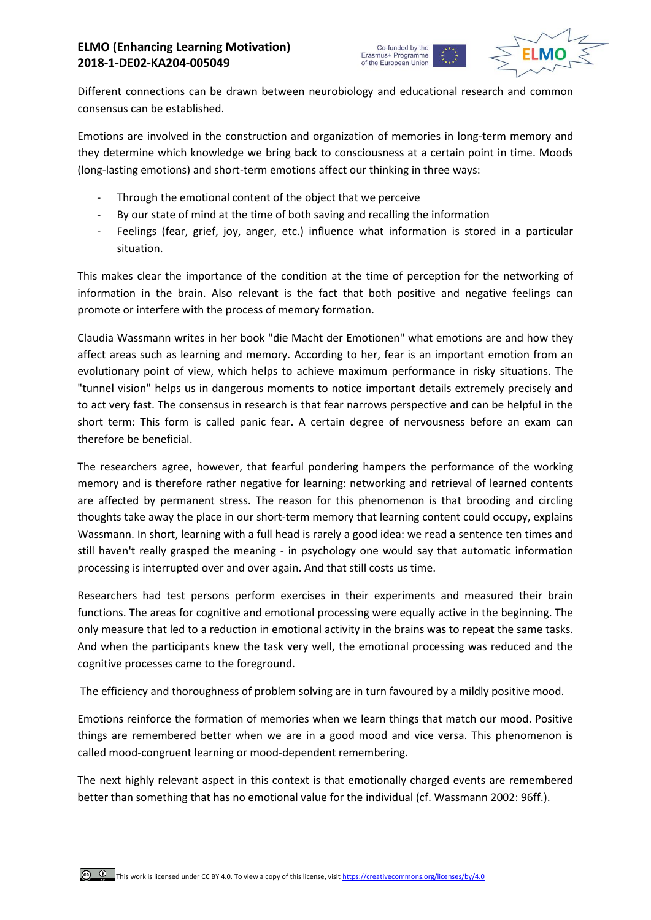Different connections can be drawn between neurobiology and educational research and common consensus can be established.

Emotions are involved in the construction and organization of memories in long-term memory and they determine which knowledge we bring back to consciousness at a certain point in time. Moods (long-lasting emotions) and short-term emotions affect our thinking in three ways:

- Through the emotional content of the object that we perceive
- By our state of mind at the time of both saving and recalling the information
- Feelings (fear, grief, joy, anger, etc.) influence what information is stored in a particular situation.

This makes clear the importance of the condition at the time of perception for the networking of information in the brain. Also relevant is the fact that both positive and negative feelings can promote or interfere with the process of memory formation.

Claudia Wassmann writes in her book "die Macht der Emotionen" what emotions are and how they affect areas such as learning and memory. According to her, fear is an important emotion from an evolutionary point of view, which helps to achieve maximum performance in risky situations. The "tunnel vision" helps us in dangerous moments to notice important details extremely precisely and to act very fast. The consensus in research is that fear narrows perspective and can be helpful in the short term: This form is called panic fear. A certain degree of nervousness before an exam can therefore be beneficial.

The researchers agree, however, that fearful pondering hampers the performance of the working memory and is therefore rather negative for learning: networking and retrieval of learned contents are affected by permanent stress. The reason for this phenomenon is that brooding and circling thoughts take away the place in our short-term memory that learning content could occupy, explains Wassmann. In short, learning with a full head is rarely a good idea: we read a sentence ten times and still haven't really grasped the meaning - in psychology one would say that automatic information processing is interrupted over and over again. And that still costs us time.

Researchers had test persons perform exercises in their experiments and measured their brain functions. The areas for cognitive and emotional processing were equally active in the beginning. The only measure that led to a reduction in emotional activity in the brains was to repeat the same tasks. And when the participants knew the task very well, the emotional processing was reduced and the cognitive processes came to the foreground.

The efficiency and thoroughness of problem solving are in turn favoured by a mildly positive mood.

Emotions reinforce the formation of memories when we learn things that match our mood. Positive things are remembered better when we are in a good mood and vice versa. This phenomenon is called mood-congruent learning or mood-dependent remembering.

The next highly relevant aspect in this context is that emotionally charged events are remembered better than something that has no emotional value for the individual (cf. Wassmann 2002: 96ff.).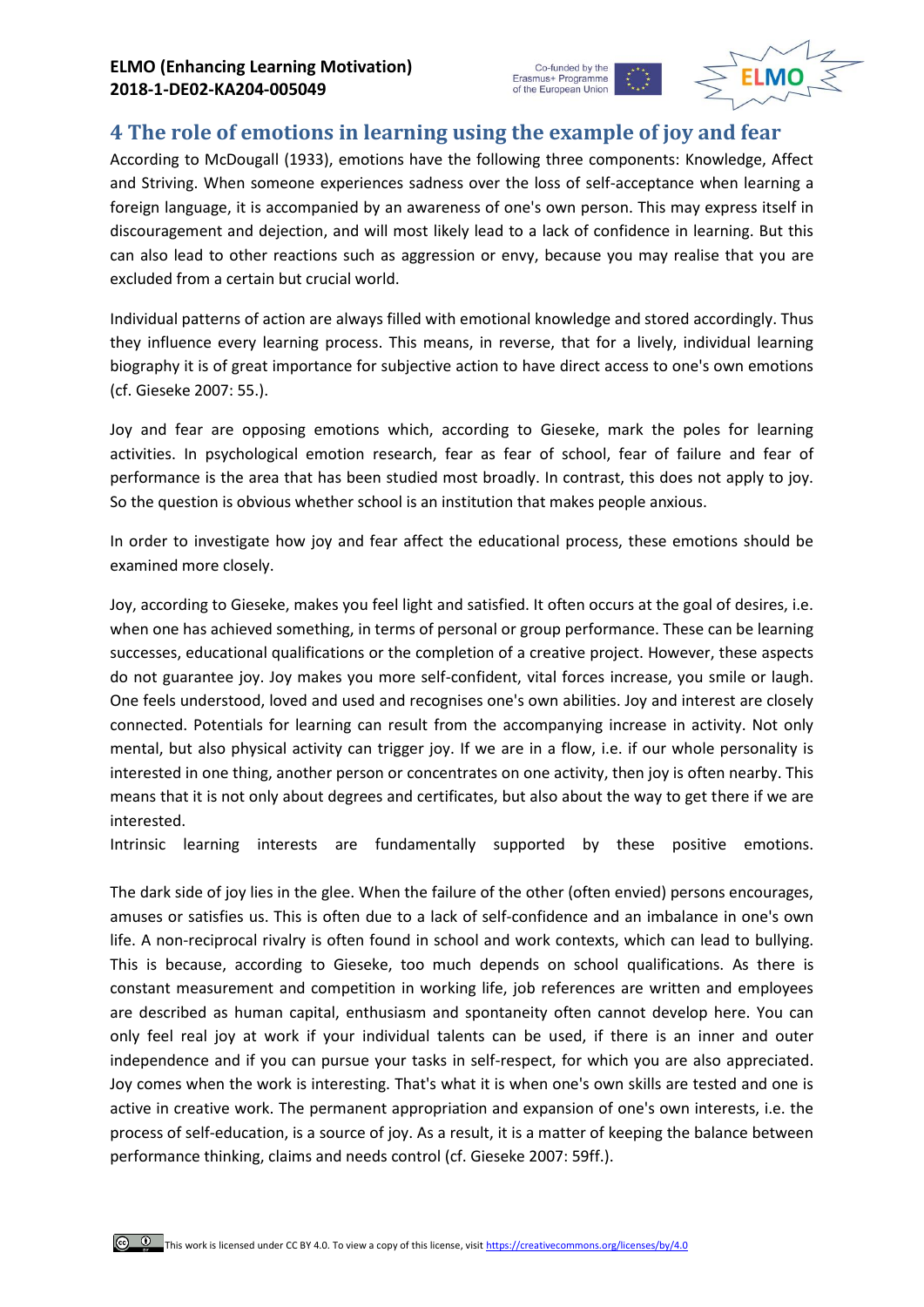## 4 The role of emotions in learning using the example of joy and fear

According to McDougall (1933), emotions have the following three components: Knowledge, Affect and Striving. When someone experiences sadness over the loss of self-acceptance when learning a foreign language, it is accompanied by an awareness of one's own person. This may express itself in discouragement and dejection, and will most likely lead to a lack of confidence in learning. But this can also lead to other reactions such as aggression or envy, because you may realise that you are excluded from a certain but crucial world.

Individual patterns of action are always filled with emotional knowledge and stored accordingly. Thus they influence every learning process. This means, in reverse, that for a lively, individual learning biography it is of great importance for subjective action to have direct access to one's own emotions (cf. Gieseke 2007: 55.).

Joy and fear are opposing emotions which, according to Gieseke, mark the poles for learning activities. In psychological emotion research, fear as fear of school, fear of failure and fear of performance is the area that has been studied most broadly. In contrast, this does not apply to joy. So the question is obvious whether school is an institution that makes people anxious.

In order to investigate how joy and fear affect the educational process, these emotions should be examined more closely.

Joy, according to Gieseke, makes you feel light and satisfied. It often occurs at the goal of desires, i.e. when one has achieved something, in terms of personal or group performance. These can be learning successes, educational qualifications or the completion of a creative project. However, these aspects do not guarantee joy. Joy makes you more self-confident, vital forces increase, you smile or laugh. One feels understood, loved and used and recognises one's own abilities. Joy and interest are closely connected. Potentials for learning can result from the accompanying increase in activity. Not only mental, but also physical activity can trigger joy. If we are in a flow, i.e. if our whole personality is interested in one thing, another person or concentrates on one activity, then joy is often nearby. This means that it is not only about degrees and certificates, but also about the way to get there if we are interested.
Intrinsic learning interests are fundamentally supported by these positive emotions.

The dark side of joy lies in the glee. When the failure of the other (often envied) persons encourages, amuses or satisfies us. This is often due to a lack of self-confidence and an imbalance in one's own life. A non-reciprocal rivalry is often found in school and work contexts, which can lead to bullying. This is because, according to Gieseke, too much depends on school qualifications. As there is constant measurement and competition in working life, job references are written and employees are described as human capital, enthusiasm and spontaneity often cannot develop here. You can only feel real joy at work if your individual talents can be used, if there is an inner and outer independence and if you can pursue your tasks in self-respect, for which you are also appreciated. Joy comes when the work is interesting. That's what it is when one's own skills are tested and one is active in creative work. The permanent appropriation and expansion of one's own interests, i.e. the process of self-education, is a source of joy. As a result, it is a matter of keeping the balance between performance thinking, claims and needs control (cf. Gieseke 2007: 59ff.).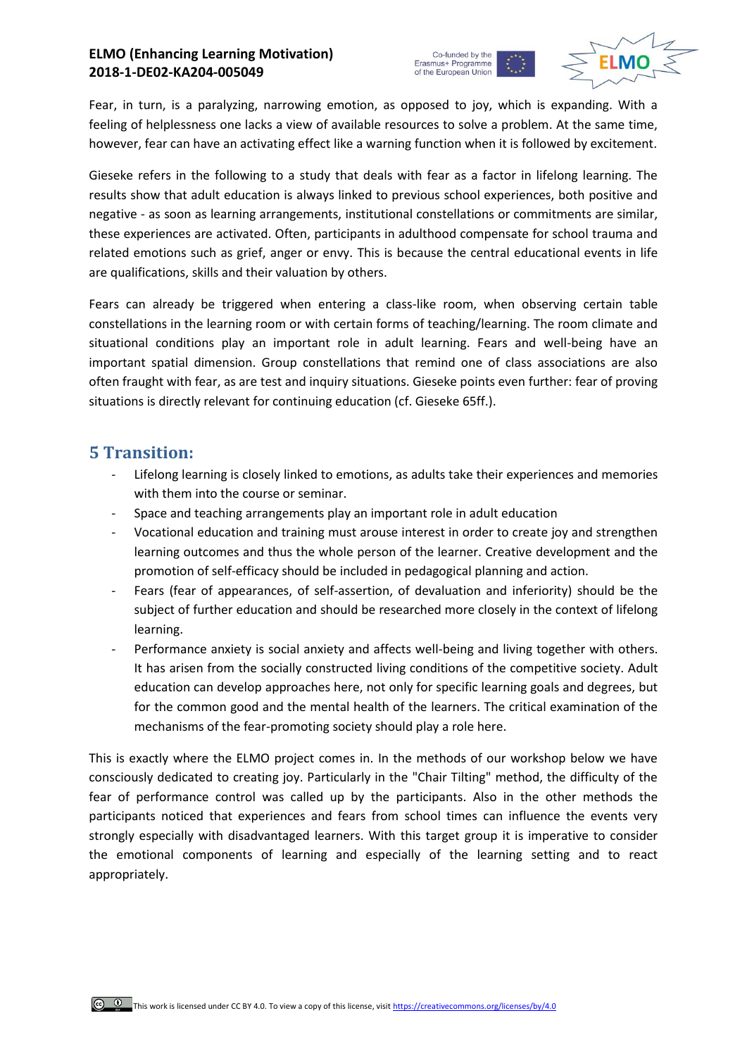Fear, in turn, is a paralyzing, narrowing emotion, as opposed to joy, which is expanding. With a feeling of helplessness one lacks a view of available resources to solve a problem. At the same time, however, fear can have an activating effect like a warning function when it is followed by excitement.

Gieseke refers in the following to a study that deals with fear as a factor in lifelong learning. The results show that adult education is always linked to previous school experiences, both positive and negative - as soon as learning arrangements, institutional constellations or commitments are similar, these experiences are activated. Often, participants in adulthood compensate for school trauma and related emotions such as grief, anger or envy. This is because the central educational events in life are qualifications, skills and their valuation by others.

Fears can already be triggered when entering a class-like room, when observing certain table constellations in the learning room or with certain forms of teaching/learning. The room climate and situational conditions play an important role in adult learning. Fears and well-being have an important spatial dimension. Group constellations that remind one of class associations are also often fraught with fear, as are test and inquiry situations. Gieseke points even further: fear of proving situations is directly relevant for continuing education (cf. Gieseke 65ff.).

## 5 Transition:

- Lifelong learning is closely linked to emotions, as adults take their experiences and memories with them into the course or seminar.
- Space and teaching arrangements play an important role in adult education
- Vocational education and training must arouse interest in order to create joy and strengthen learning outcomes and thus the whole person of the learner. Creative development and the promotion of self-efficacy should be included in pedagogical planning and action.
- Fears (fear of appearances, of self-assertion, of devaluation and inferiority) should be the subject of further education and should be researched more closely in the context of lifelong learning.
- Performance anxiety is social anxiety and affects well-being and living together with others. It has arisen from the socially constructed living conditions of the competitive society. Adult education can develop approaches here, not only for specific learning goals and degrees, but for the common good and the mental health of the learners. The critical examination of the mechanisms of the fear-promoting society should play a role here.

This is exactly where the ELMO project comes in. In the methods of our workshop below we have consciously dedicated to creating joy. Particularly in the "Chair Tilting" method, the difficulty of the fear of performance control was called up by the participants. Also in the other methods the participants noticed that experiences and fears from school times can influence the events very strongly especially with disadvantaged learners. With this target group it is imperative to consider the emotional components of learning and especially of the learning setting and to react appropriately.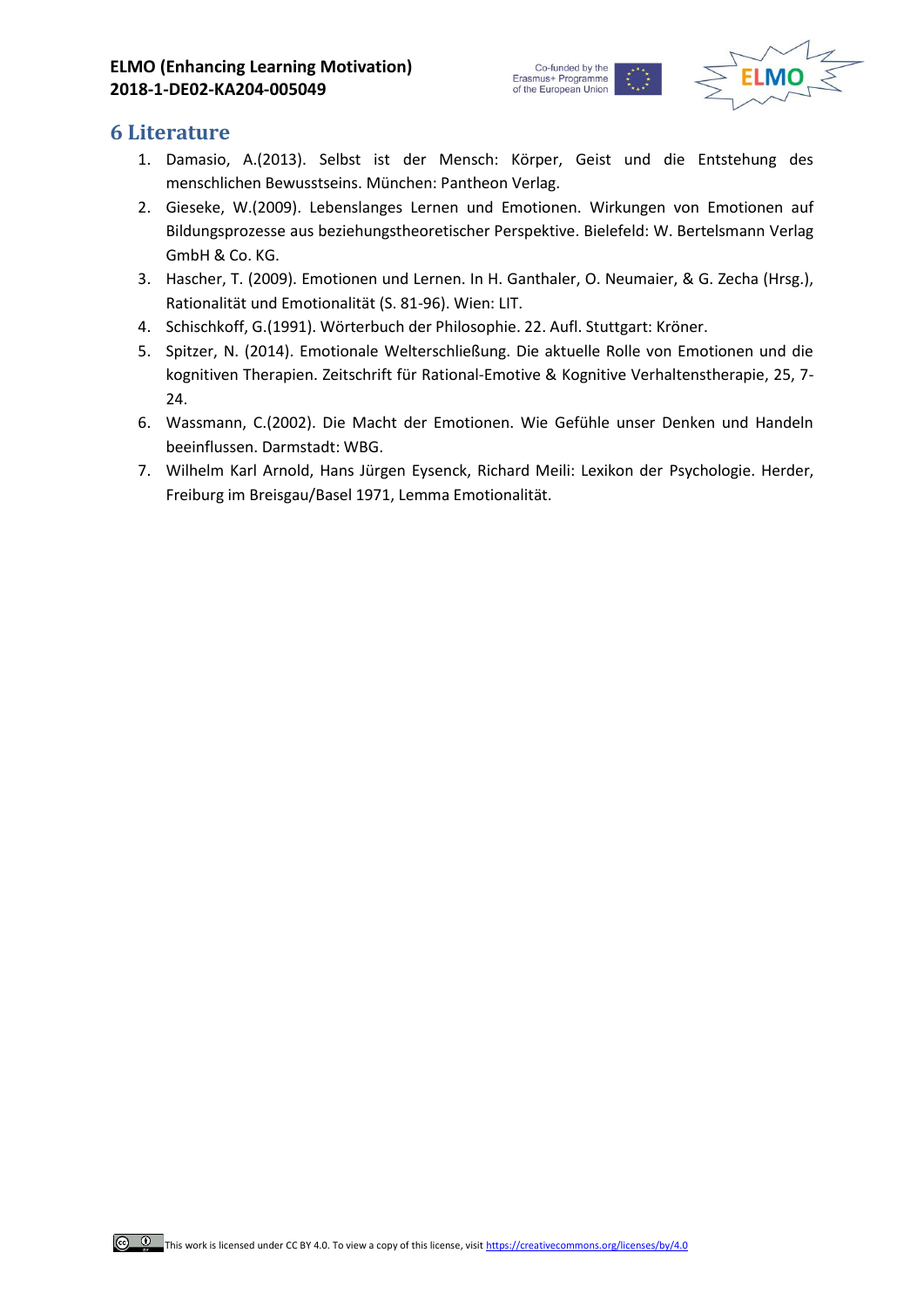# 6 Literature

1. Damasio, A.(2013). Selbst ist der Mensch: Körper, Geist und die Entstehung des menschlichen Bewusstseins. München: Pantheon Verlag.
2. Gieseke, W.(2009). Lebenslanges Lernen und Emotionen. Wirkungen von Emotionen auf Bildungsprozesse aus beziehungstheoretischer Perspektive. Bielefeld: W. Bertelsmann Verlag GmbH & Co. KG.
3. Hascher, T. (2009). Emotionen und Lernen. In H. Ganthaler, O. Neumaier, & G. Zecha (Hrsg.), Rationalität und Emotionalität (S. 81-96). Wien: LIT.
4. Schischkoff, G.(1991). Wörterbuch der Philosophie. 22. Aufl. Stuttgart: Kröner.
5. Spitzer, N. (2014). Emotionale Welterschließung. Die aktuelle Rolle von Emotionen und die kognitiven Therapien. Zeitschrift für Rational-Emotive & Kognitive Verhaltenstherapie, 25, 7-24.
6. Wassmann, C.(2002). Die Macht der Emotionen. Wie Gefühle unser Denken und Handeln beeinflussen. Darmstadt: WBG.
7. Wilhelm Karl Arnold, Hans Jürgen Eysenck, Richard Meili: Lexikon der Psychologie. Herder, Freiburg im Breisgau/Basel 1971, Lemma Emotionalität.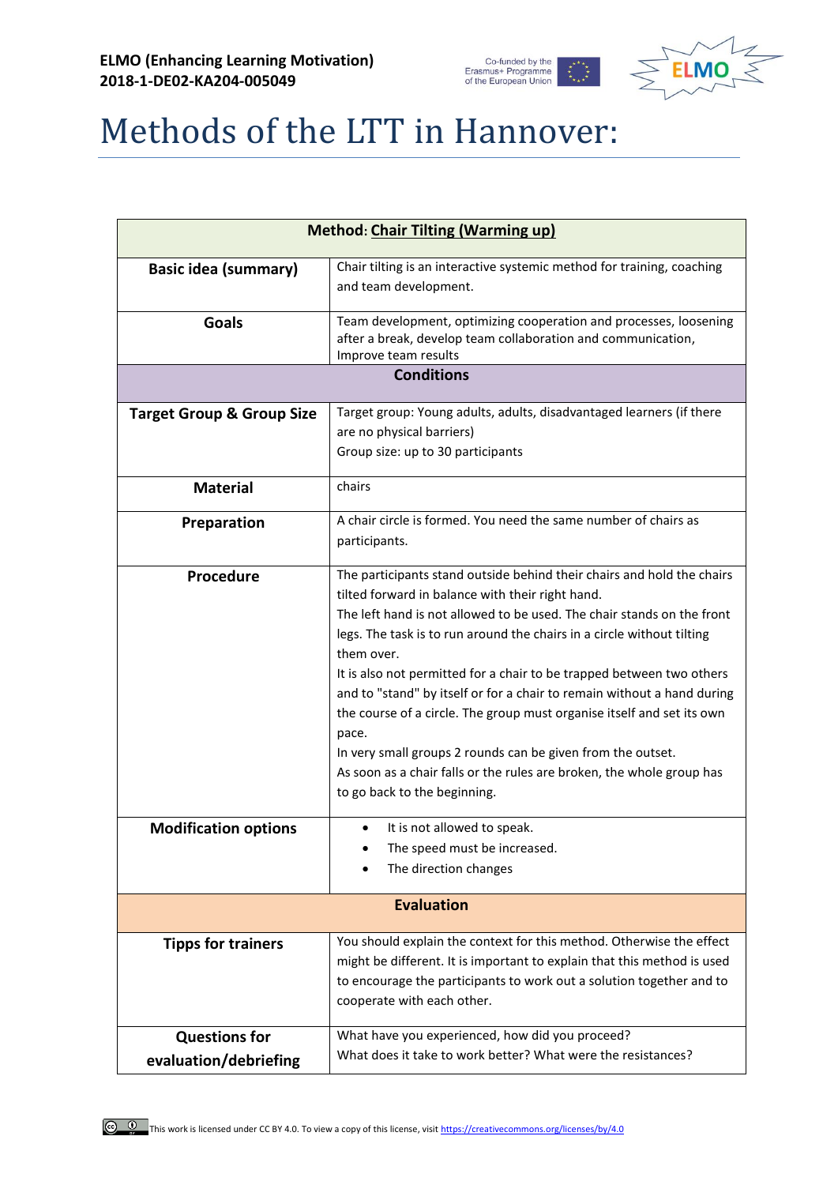# Methods of the LTT in Hannover:

| Method: Chair Tilting (Warming up) | |
|---|---|
| **Basic idea (summary)** | Chair tilting is an interactive systemic method for training, coaching and team development. |
| **Goals** | Team development, optimizing cooperation and processes, loosening after a break, develop team collaboration and communication, Improve team results |
| **Conditions** | |
| **Target Group & Group Size** | Target group: Young adults, adults, disadvantaged learners (if there are no physical barriers)<br>Group size: up to 30 participants |
| **Material** | chairs |
| **Preparation** | A chair circle is formed. You need the same number of chairs as participants. |
| **Procedure** | The participants stand outside behind their chairs and hold the chairs tilted forward in balance with their right hand.<br>The left hand is not allowed to be used. The chair stands on the front legs. The task is to run around the chairs in a circle without tilting them over.<br>It is also not permitted for a chair to be trapped between two others and to "stand" by itself or for a chair to remain without a hand during the course of a circle. The group must organise itself and set its own pace.<br>In very small groups 2 rounds can be given from the outset.<br>As soon as a chair falls or the rules are broken, the whole group has to go back to the beginning. |
| **Modification options** | • It is not allowed to speak.<br>• The speed must be increased.<br>• The direction changes |
| **Evaluation** | |
| **Tipps for trainers** | You should explain the context for this method. Otherwise the effect might be different. It is important to explain that this method is used to encourage the participants to work out a solution together and to cooperate with each other. |
| **Questions for evaluation/debriefing** | What have you experienced, how did you proceed?<br>What does it take to work better? What were the resistances? |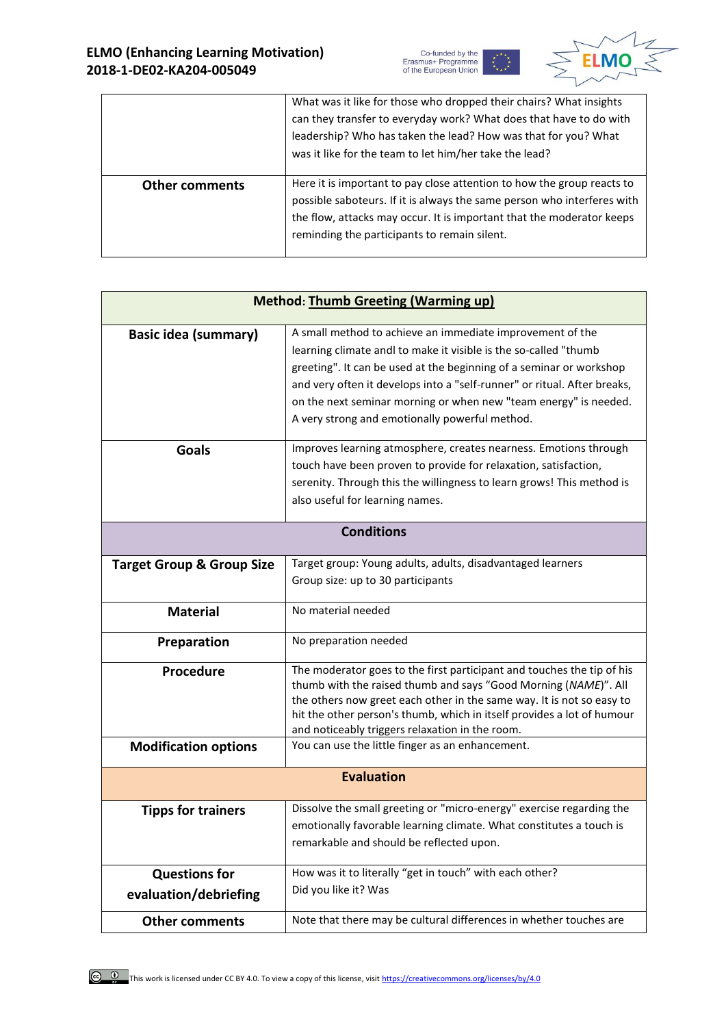| | |
|---|---|
| | What was it like for those who dropped their chairs? What insights can they transfer to everyday work? What does that have to do with leadership? Who has taken the lead? How was that for you? What was it like for the team to let him/her take the lead? |
| **Other comments** | Here it is important to pay close attention to how the group reacts to possible saboteurs. If it is always the same person who interferes with the flow, attacks may occur. It is important that the moderator keeps reminding the participants to remain silent. |

| **Method: Thumb Greeting (Warming up)** | |
|---|---|
| **Basic idea (summary)** | A small method to achieve an immediate improvement of the learning climate andl to make it visible is the so-called "thumb greeting". It can be used at the beginning of a seminar or workshop and very often it develops into a "self-runner" or ritual. After breaks, on the next seminar morning or when new "team energy" is needed. A very strong and emotionally powerful method. |
| **Goals** | Improves learning atmosphere, creates nearness. Emotions through touch have been proven to provide for relaxation, satisfaction, serenity. Through this the willingness to learn grows! This method is also useful for learning names. |
| **Conditions** | |
| **Target Group & Group Size** | Target group: Young adults, adults, disadvantaged learners<br>Group size: up to 30 participants |
| **Material** | No material needed |
| **Preparation** | No preparation needed |
| **Procedure** | The moderator goes to the first participant and touches the tip of his thumb with the raised thumb and says "Good Morning (*NAME*)". All the others now greet each other in the same way. It is not so easy to hit the other person's thumb, which in itself provides a lot of humour and noticeably triggers relaxation in the room. |
| **Modification options** | You can use the little finger as an enhancement. |
| **Evaluation** | |
| **Tipps for trainers** | Dissolve the small greeting or "micro-energy" exercise regarding the emotionally favorable learning climate. What constitutes a touch is remarkable and should be reflected upon. |
| **Questions for evaluation/debriefing** | How was it to literally "get in touch" with each other?<br>Did you like it? Was |
| **Other comments** | Note that there may be cultural differences in whether touches are |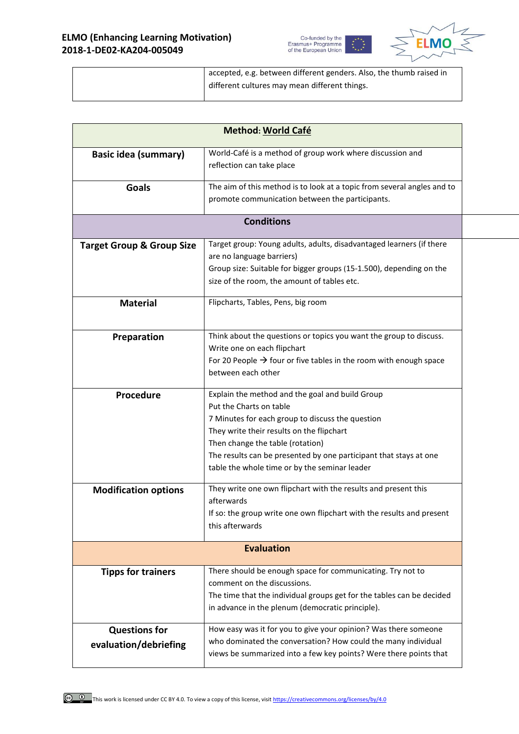| | |
|---|---|
| | accepted, e.g. between different genders. Also, the thumb raised in different cultures may mean different things. |

| **Method: World Café** | |
|---|---|
| **Basic idea (summary)** | World-Café is a method of group work where discussion and reflection can take place |
| **Goals** | The aim of this method is to look at a topic from several angles and to promote communication between the participants. |
| **Conditions** | |
| **Target Group & Group Size** | Target group: Young adults, adults, disadvantaged learners (if there are no language barriers)<br>Group size: Suitable for bigger groups (15-1.500), depending on the size of the room, the amount of tables etc. |
| **Material** | Flipcharts, Tables, Pens, big room |
| **Preparation** | Think about the questions or topics you want the group to discuss.<br>Write one on each flipchart<br>For 20 People → four or five tables in the room with enough space between each other |
| **Procedure** | Explain the method and the goal and build Group<br>Put the Charts on table<br>7 Minutes for each group to discuss the question<br>They write their results on the flipchart<br>Then change the table (rotation)<br>The results can be presented by one participant that stays at one table the whole time or by the seminar leader |
| **Modification options** | They write one own flipchart with the results and present this afterwards<br>If so: the group write one own flipchart with the results and present this afterwards |
| **Evaluation** | |
| **Tipps for trainers** | There should be enough space for communicating. Try not to comment on the discussions.<br>The time that the individual groups get for the tables can be decided in advance in the plenum (democratic principle). |
| **Questions for evaluation/debriefing** | How easy was it for you to give your opinion? Was there someone who dominated the conversation? How could the many individual views be summarized into a few key points? Were there points that |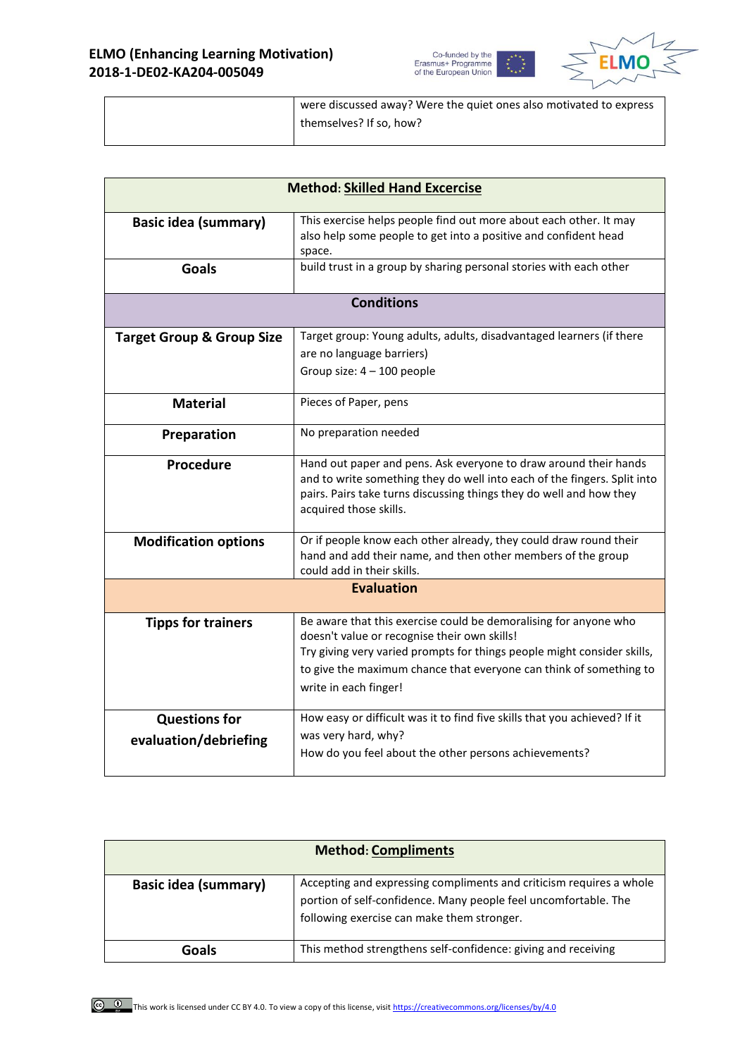| | were discussed away? Were the quiet ones also motivated to express themselves? If so, how? |
|---|---|

| **Method: Skilled Hand Excercise** | |
|---|---|
| **Basic idea (summary)** | This exercise helps people find out more about each other. It may also help some people to get into a positive and confident head space. |
| **Goals** | build trust in a group by sharing personal stories with each other |
| **Conditions** | |
| **Target Group & Group Size** | Target group: Young adults, adults, disadvantaged learners (if there are no language barriers)<br>Group size: 4 – 100 people |
| **Material** | Pieces of Paper, pens |
| **Preparation** | No preparation needed |
| **Procedure** | Hand out paper and pens. Ask everyone to draw around their hands and to write something they do well into each of the fingers. Split into pairs. Pairs take turns discussing things they do well and how they acquired those skills. |
| **Modification options** | Or if people know each other already, they could draw round their hand and add their name, and then other members of the group could add in their skills. |
| **Evaluation** | |
| **Tipps for trainers** | Be aware that this exercise could be demoralising for anyone who doesn't value or recognise their own skills!<br>Try giving very varied prompts for things people might consider skills, to give the maximum chance that everyone can think of something to write in each finger! |
| **Questions for evaluation/debriefing** | How easy or difficult was it to find five skills that you achieved? If it was very hard, why?<br>How do you feel about the other persons achievements? |

| **Method: Compliments** | |
|---|---|
| **Basic idea (summary)** | Accepting and expressing compliments and criticism requires a whole portion of self-confidence. Many people feel uncomfortable. The following exercise can make them stronger. |
| **Goals** | This method strengthens self-confidence: giving and receiving |

This work is licensed under CC BY 4.0. To view a copy of this license, visit https://creativecommons.org/licenses/by/4.0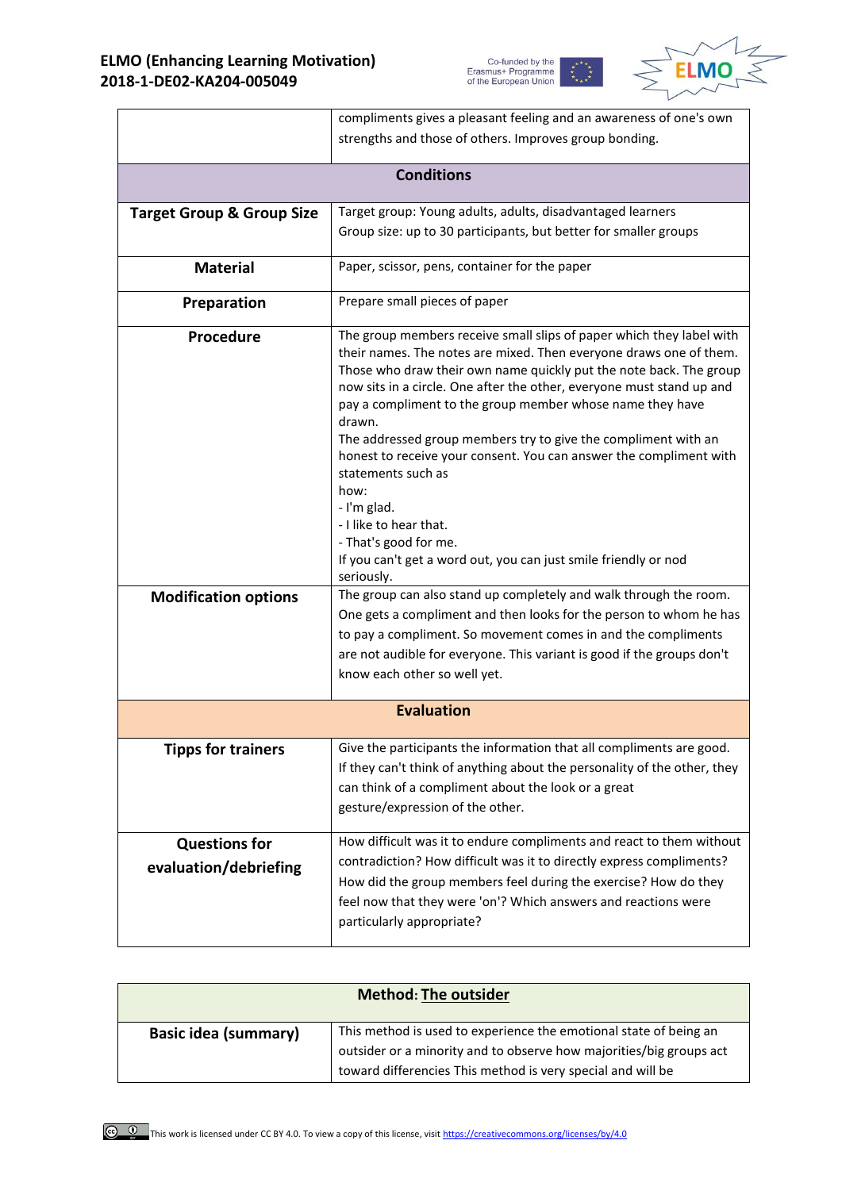| | |
|---|---|
| | compliments gives a pleasant feeling and an awareness of one's own strengths and those of others. Improves group bonding. |
| **Conditions** | |
| **Target Group & Group Size** | Target group: Young adults, adults, disadvantaged learners<br>Group size: up to 30 participants, but better for smaller groups |
| **Material** | Paper, scissor, pens, container for the paper |
| **Preparation** | Prepare small pieces of paper |
| **Procedure** | The group members receive small slips of paper which they label with their names. The notes are mixed. Then everyone draws one of them. Those who draw their own name quickly put the note back. The group now sits in a circle. One after the other, everyone must stand up and pay a compliment to the group member whose name they have drawn.<br>The addressed group members try to give the compliment with an honest to receive your consent. You can answer the compliment with statements such as<br>how:<br>- I'm glad.<br>- I like to hear that.<br>- That's good for me.<br>If you can't get a word out, you can just smile friendly or nod seriously. |
| **Modification options** | The group can also stand up completely and walk through the room. One gets a compliment and then looks for the person to whom he has to pay a compliment. So movement comes in and the compliments are not audible for everyone. This variant is good if the groups don't know each other so well yet. |
| **Evaluation** | |
| **Tipps for trainers** | Give the participants the information that all compliments are good. If they can't think of anything about the personality of the other, they can think of a compliment about the look or a great gesture/expression of the other. |
| **Questions for evaluation/debriefing** | How difficult was it to endure compliments and react to them without contradiction? How difficult was it to directly express compliments? How did the group members feel during the exercise? How do they feel now that they were 'on'? Which answers and reactions were particularly appropriate? |

| **Method: The outsider** | |
|---|---|
| **Basic idea (summary)** | This method is used to experience the emotional state of being an outsider or a minority and to observe how majorities/big groups act toward differencies This method is very special and will be |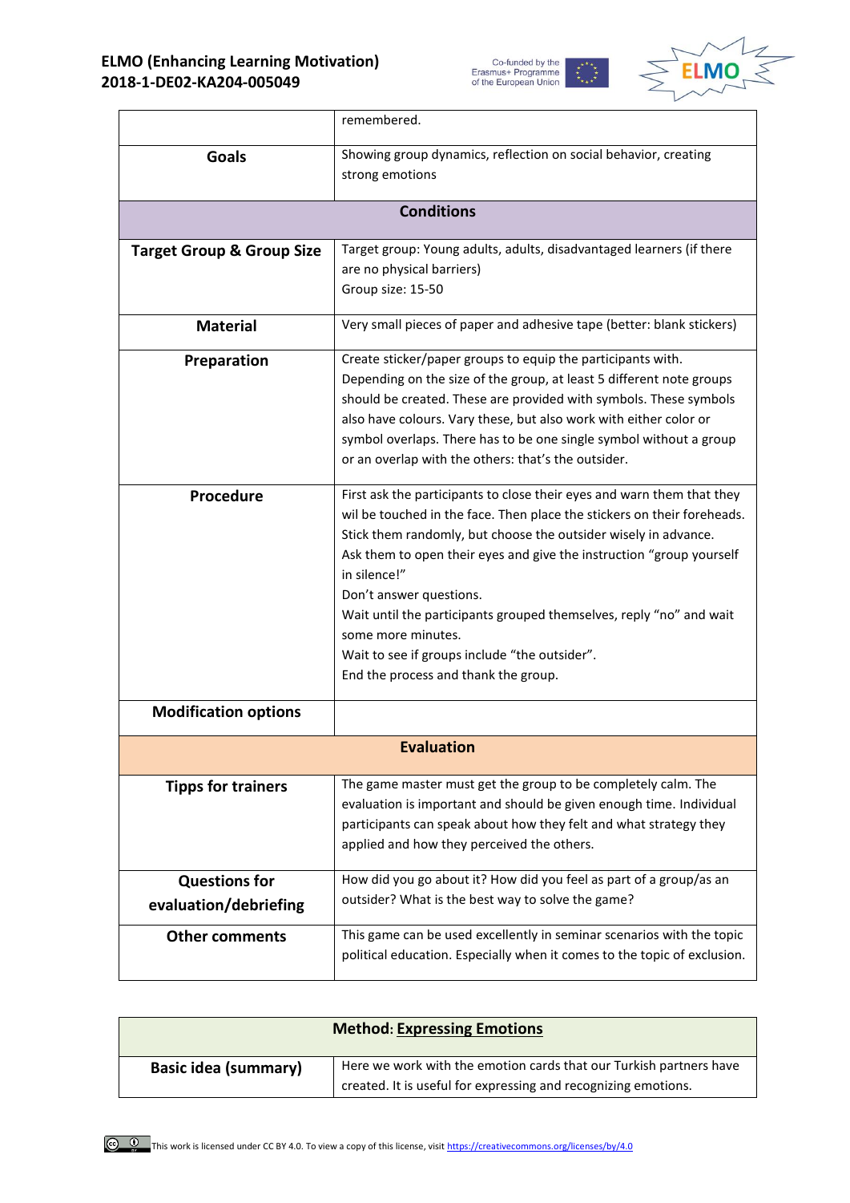| | |
|---|---|
| | remembered. |
| **Goals** | Showing group dynamics, reflection on social behavior, creating strong emotions |
| **Conditions** | |
| **Target Group & Group Size** | Target group: Young adults, adults, disadvantaged learners (if there are no physical barriers)<br>Group size: 15-50 |
| **Material** | Very small pieces of paper and adhesive tape (better: blank stickers) |
| **Preparation** | Create sticker/paper groups to equip the participants with. Depending on the size of the group, at least 5 different note groups should be created. These are provided with symbols. These symbols also have colours. Vary these, but also work with either color or symbol overlaps. There has to be one single symbol without a group or an overlap with the others: that's the outsider. |
| **Procedure** | First ask the participants to close their eyes and warn them that they wil be touched in the face. Then place the stickers on their foreheads. Stick them randomly, but choose the outsider wisely in advance.<br>Ask them to open their eyes and give the instruction "group yourself in silence!"<br>Don't answer questions.<br>Wait until the participants grouped themselves, reply "no" and wait some more minutes.<br>Wait to see if groups include "the outsider".<br>End the process and thank the group. |
| **Modification options** | |
| **Evaluation** | |
| **Tipps for trainers** | The game master must get the group to be completely calm. The evaluation is important and should be given enough time. Individual participants can speak about how they felt and what strategy they applied and how they perceived the others. |
| **Questions for evaluation/debriefing** | How did you go about it? How did you feel as part of a group/as an outsider? What is the best way to solve the game? |
| **Other comments** | This game can be used excellently in seminar scenarios with the topic political education. Especially when it comes to the topic of exclusion. |

| **Method: Expressing Emotions** | |
|---|---|
| **Basic idea (summary)** | Here we work with the emotion cards that our Turkish partners have created. It is useful for expressing and recognizing emotions. |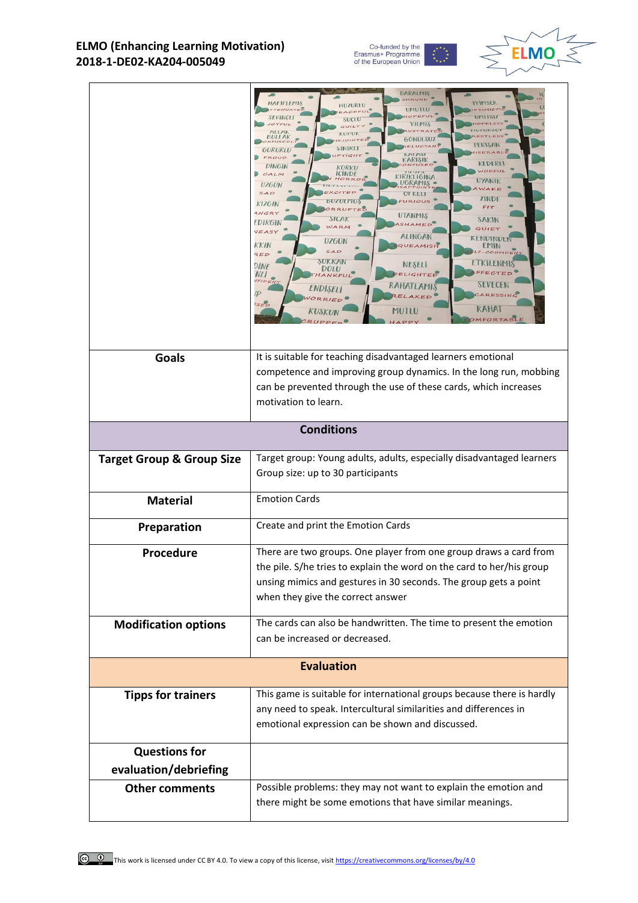| | |
|---|---|
| | |
| **Goals** | It is suitable for teaching disadvantaged learners emotional competence and improving group dynamics. In the long run, mobbing can be prevented through the use of these cards, which increases motivation to learn. |
| **Conditions** | |
| **Target Group & Group Size** | Target group: Young adults, adults, especially disadvantaged learners<br>Group size: up to 30 participants |
| **Material** | Emotion Cards |
| **Preparation** | Create and print the Emotion Cards |
| **Procedure** | There are two groups. One player from one group draws a card from the pile. S/he tries to explain the word on the card to her/his group unsing mimics and gestures in 30 seconds. The group gets a point when they give the correct answer |
| **Modification options** | The cards can also be handwritten. The time to present the emotion can be increased or decreased. |
| **Evaluation** | |
| **Tipps for trainers** | This game is suitable for international groups because there is hardly any need to speak. Intercultural similarities and differences in emotional expression can be shown and discussed. |
| **Questions for evaluation/debriefing** | |
| **Other comments** | Possible problems: they may not want to explain the emotion and there might be some emotions that have similar meanings. |

This work is licensed under CC BY 4.0. To view a copy of this license, visit https://creativecommons.org/licenses/by/4.0